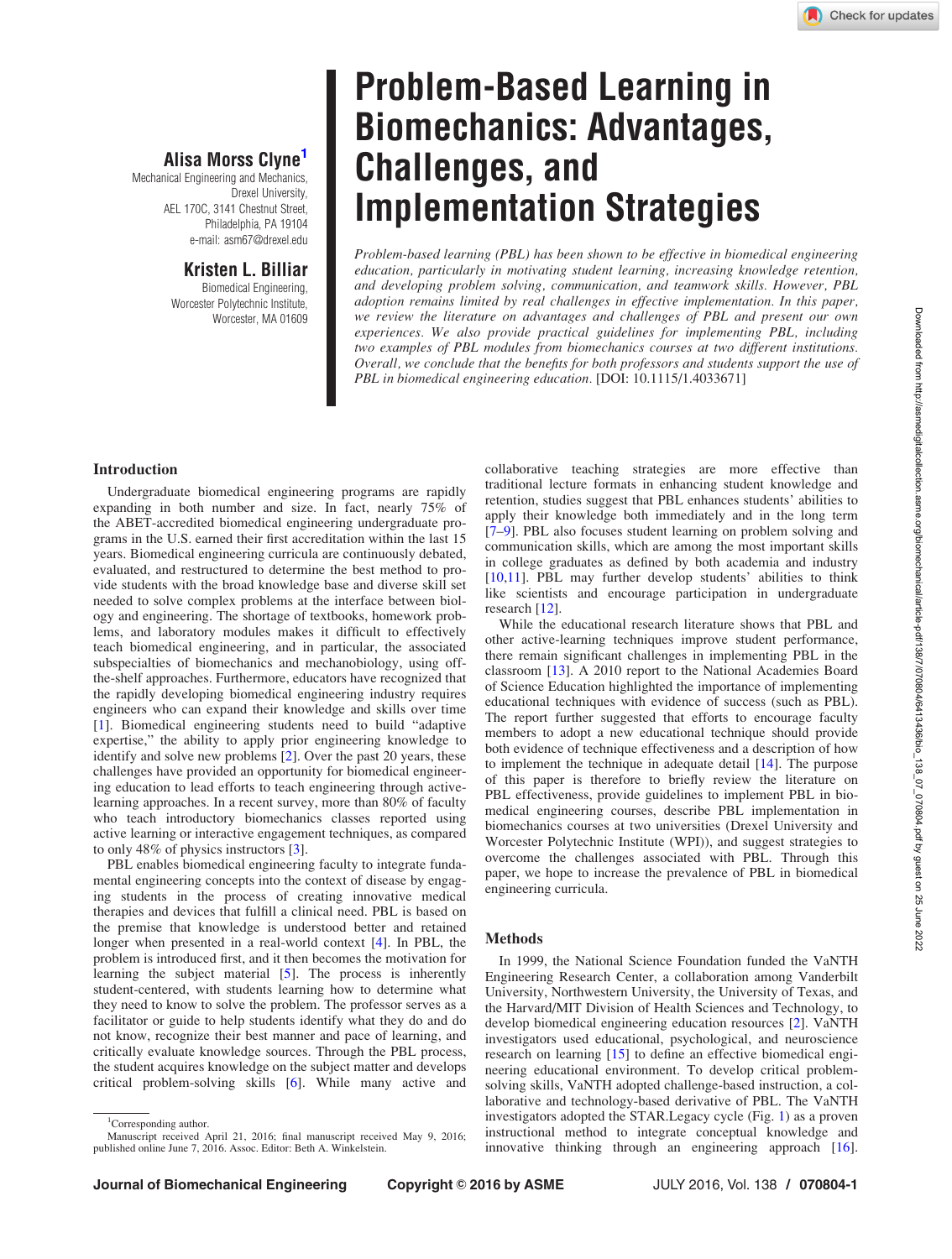# Problem-Based Learning in Biomechanics: Advantages, Challenges, and Implementation Strategies

**Alisa Morss Clyne**[1]
Mechanical Engineering and Mechanics,
Drexel University,
AEL 170C, 3141 Chestnut Street,
Philadelphia, PA 19104
e-mail: asm67@drexel.edu

**Kristen L. Billiar**
Biomedical Engineering,
Worcester Polytechnic Institute,
Worcester, MA 01609

*Problem-based learning (PBL) has been shown to be effective in biomedical engineering education, particularly in motivating student learning, increasing knowledge retention, and developing problem solving, communication, and teamwork skills. However, PBL adoption remains limited by real challenges in effective implementation. In this paper, we review the literature on advantages and challenges of PBL and present our own experiences. We also provide practical guidelines for implementing PBL, including two examples of PBL modules from biomechanics courses at two different institutions. Overall, we conclude that the benefits for both professors and students support the use of PBL in biomedical engineering education.* [DOI: 10.1115/1.4033671]

## Introduction

Undergraduate biomedical engineering programs are rapidly expanding in both number and size. In fact, nearly 75% of the ABET-accredited biomedical engineering undergraduate programs in the U.S. earned their first accreditation within the last 15 years. Biomedical engineering curricula are continuously debated, evaluated, and restructured to determine the best method to provide students with the broad knowledge base and diverse skill set needed to solve complex problems at the interface between biology and engineering. The shortage of textbooks, homework problems, and laboratory modules makes it difficult to effectively teach biomedical engineering, and in particular, the associated subspecialties of biomechanics and mechanobiology, using off-the-shelf approaches. Furthermore, educators have recognized that the rapidly developing biomedical engineering industry requires engineers who can expand their knowledge and skills over time [1]. Biomedical engineering students need to build "adaptive expertise," the ability to apply prior engineering knowledge to identify and solve new problems [2]. Over the past 20 years, these challenges have provided an opportunity for biomedical engineering education to lead efforts to teach engineering through active-learning approaches. In a recent survey, more than 80% of faculty who teach introductory biomechanics classes reported using active learning or interactive engagement techniques, as compared to only 48% of physics instructors [3].

PBL enables biomedical engineering faculty to integrate fundamental engineering concepts into the context of disease by engaging students in the process of creating innovative medical therapies and devices that fulfill a clinical need. PBL is based on the premise that knowledge is understood better and retained longer when presented in a real-world context [4]. In PBL, the problem is introduced first, and it then becomes the motivation for learning the subject material [5]. The process is inherently student-centered, with students learning how to determine what they need to know to solve the problem. The professor serves as a facilitator or guide to help students identify what they do and do not know, recognize their best manner and pace of learning, and critically evaluate knowledge sources. Through the PBL process, the student acquires knowledge on the subject matter and develops critical problem-solving skills [6]. While many active and collaborative teaching strategies are more effective than traditional lecture formats in enhancing student knowledge and retention, studies suggest that PBL enhances students' abilities to apply their knowledge both immediately and in the long term [7–9]. PBL also focuses student learning on problem solving and communication skills, which are among the most important skills in college graduates as defined by both academia and industry [10,11]. PBL may further develop students' abilities to think like scientists and encourage participation in undergraduate research [12].

While the educational research literature shows that PBL and other active-learning techniques improve student performance, there remain significant challenges in implementing PBL in the classroom [13]. A 2010 report to the National Academies Board of Science Education highlighted the importance of implementing educational techniques with evidence of success (such as PBL). The report further suggested that efforts to encourage faculty members to adopt a new educational technique should provide both evidence of technique effectiveness and a description of how to implement the technique in adequate detail [14]. The purpose of this paper is therefore to briefly review the literature on PBL effectiveness, provide guidelines to implement PBL in biomedical engineering courses, describe PBL implementation in biomechanics courses at two universities (Drexel University and Worcester Polytechnic Institute (WPI)), and suggest strategies to overcome the challenges associated with PBL. Through this paper, we hope to increase the prevalence of PBL in biomedical engineering curricula.

## Methods

In 1999, the National Science Foundation funded the VaNTH Engineering Research Center, a collaboration among Vanderbilt University, Northwestern University, the University of Texas, and the Harvard/MIT Division of Health Sciences and Technology, to develop biomedical engineering education resources [2]. VaNTH investigators used educational, psychological, and neuroscience research on learning [15] to define an effective biomedical engineering educational environment. To develop critical problem-solving skills, VaNTH adopted challenge-based instruction, a collaborative and technology-based derivative of PBL. The VaNTH investigators adopted the STAR.Legacy cycle (Fig. 1) as a proven instructional method to integrate conceptual knowledge and innovative thinking through an engineering approach [16].

[1]Corresponding author.
Manuscript received April 21, 2016; final manuscript received May 9, 2016; published online June 7, 2016. Assoc. Editor: Beth A. Winkelstein.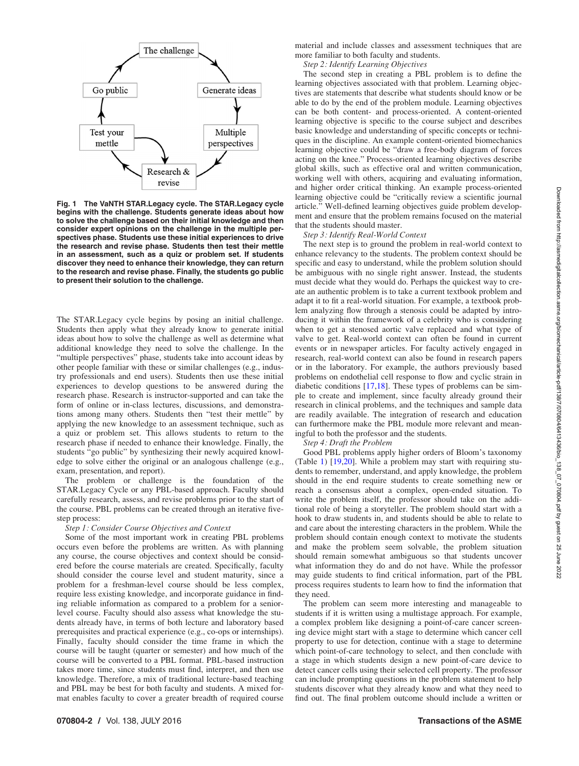The challenge

Generate ideas

Multiple perspectives

Research & revise

Test your mettle

Go public

**Fig. 1 The VaNTH STAR.Legacy cycle. The STAR.Legacy cycle begins with the challenge. Students generate ideas about how to solve the challenge based on their initial knowledge and then consider expert opinions on the challenge in the multiple perspectives phase. Students use these initial experiences to drive the research and revise phase. Students then test their mettle in an assessment, such as a quiz or problem set. If students discover they need to enhance their knowledge, they can return to the research and revise phase. Finally, the students go public to present their solution to the challenge.**

The STAR.Legacy cycle begins by posing an initial challenge. Students then apply what they already know to generate initial ideas about how to solve the challenge as well as determine what additional knowledge they need to solve the challenge. In the "multiple perspectives" phase, students take into account ideas by other people familiar with these or similar challenges (e.g., industry professionals and end users). Students then use these initial experiences to develop questions to be answered during the research phase. Research is instructor-supported and can take the form of online or in-class lectures, discussions, and demonstrations among many others. Students then "test their mettle" by applying the new knowledge to an assessment technique, such as a quiz or problem set. This allows students to return to the research phase if needed to enhance their knowledge. Finally, the students "go public" by synthesizing their newly acquired knowledge to solve either the original or an analogous challenge (e.g., exam, presentation, and report).

The problem or challenge is the foundation of the STAR.Legacy Cycle or any PBL-based approach. Faculty should carefully research, assess, and revise problems prior to the start of the course. PBL problems can be created through an iterative five-step process:

*Step 1: Consider Course Objectives and Context*

Some of the most important work in creating PBL problems occurs even before the problems are written. As with planning any course, the course objectives and context should be considered before the course materials are created. Specifically, faculty should consider the course level and student maturity, since a problem for a freshman-level course should be less complex, require less existing knowledge, and incorporate guidance in finding reliable information as compared to a problem for a senior-level course. Faculty should also assess what knowledge the students already have, in terms of both lecture and laboratory based prerequisites and practical experience (e.g., co-ops or internships). Finally, faculty should consider the time frame in which the course will be taught (quarter or semester) and how much of the course will be converted to a PBL format. PBL-based instruction takes more time, since students must find, interpret, and then use knowledge. Therefore, a mix of traditional lecture-based teaching and PBL may be best for both faculty and students. A mixed format enables faculty to cover a greater breadth of required course material and include classes and assessment techniques that are more familiar to both faculty and students.

*Step 2: Identify Learning Objectives*

The second step in creating a PBL problem is to define the learning objectives associated with that problem. Learning objectives are statements that describe what students should know or be able to do by the end of the problem module. Learning objectives can be both content- and process-oriented. A content-oriented learning objective is specific to the course subject and describes basic knowledge and understanding of specific concepts or techniques in the discipline. An example content-oriented biomechanics learning objective could be "draw a free-body diagram of forces acting on the knee." Process-oriented learning objectives describe global skills, such as effective oral and written communication, working well with others, acquiring and evaluating information, and higher order critical thinking. An example process-oriented learning objective could be "critically review a scientific journal article." Well-defined learning objectives guide problem development and ensure that the problem remains focused on the material that the students should master.

*Step 3: Identify Real-World Context*

The next step is to ground the problem in real-world context to enhance relevancy to the students. The problem context should be specific and easy to understand, while the problem solution should be ambiguous with no single right answer. Instead, the students must decide what they would do. Perhaps the quickest way to create an authentic problem is to take a current textbook problem and adapt it to fit a real-world situation. For example, a textbook problem analyzing flow through a stenosis could be adapted by introducing it within the framework of a celebrity who is considering when to get a stenosed aortic valve replaced and what type of valve to get. Real-world context can often be found in current events or in newspaper articles. For faculty actively engaged in research, real-world context can also be found in research papers or in the laboratory. For example, the authors previously based problems on endothelial cell response to flow and cyclic strain in diabetic conditions [17,18]. These types of problems can be simple to create and implement, since faculty already ground their research in clinical problems, and the techniques and sample data are readily available. The integration of research and education can furthermore make the PBL module more relevant and meaningful to both the professor and the students.

*Step 4: Draft the Problem*

Good PBL problems apply higher orders of Bloom's taxonomy (Table 1) [19,20]. While a problem may start with requiring students to remember, understand, and apply knowledge, the problem should in the end require students to create something new or reach a consensus about a complex, open-ended situation. To write the problem itself, the professor should take on the additional role of being a storyteller. The problem should start with a hook to draw students in, and students should be able to relate to and care about the interesting characters in the problem. While the problem should contain enough context to motivate the students and make the problem seem solvable, the problem situation should remain somewhat ambiguous so that students uncover what information they do and do not have. While the professor may guide students to find critical information, part of the PBL process requires students to learn how to find the information that they need.

The problem can seem more interesting and manageable to students if it is written using a multistage approach. For example, a complex problem like designing a point-of-care cancer screening device might start with a stage to determine which cancer cell property to use for detection, continue with a stage to determine which point-of-care technology to select, and then conclude with a stage in which students design a new point-of-care device to detect cancer cells using their selected cell property. The professor can include prompting questions in the problem statement to help students discover what they already know and what they need to find out. The final problem outcome should include a written or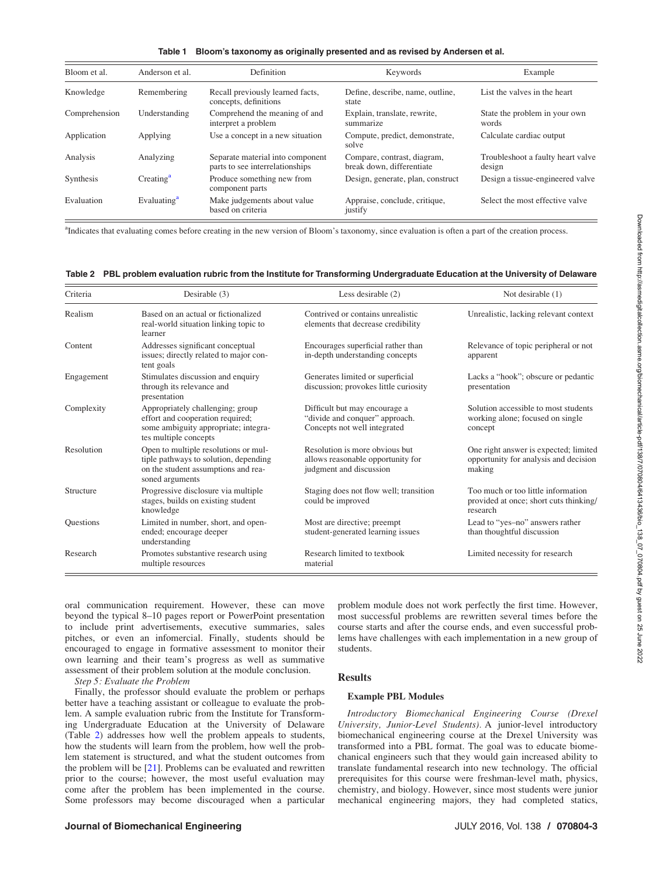**Table 1 Bloom's taxonomy as originally presented and as revised by Andersen et al.**

| Bloom et al. | Anderson et al. | Definition | Keywords | Example |
|---|---|---|---|---|
| Knowledge | Remembering | Recall previously learned facts, concepts, definitions | Define, describe, name, outline, state | List the valves in the heart |
| Comprehension | Understanding | Comprehend the meaning of and interpret a problem | Explain, translate, rewrite, summarize | State the problem in your own words |
| Application | Applying | Use a concept in a new situation | Compute, predict, demonstrate, solve | Calculate cardiac output |
| Analysis | Analyzing | Separate material into component parts to see interrelationships | Compare, contrast, diagram, break down, differentiate | Troubleshoot a faulty heart valve design |
| Synthesis | Creating[a] | Produce something new from component parts | Design, generate, plan, construct | Design a tissue-engineered valve |
| Evaluation | Evaluating[a] | Make judgements about value based on criteria | Appraise, conclude, critique, justify | Select the most effective valve |

[a]Indicates that evaluating comes before creating in the new version of Bloom's taxonomy, since evaluation is often a part of the creation process.

**Table 2 PBL problem evaluation rubric from the Institute for Transforming Undergraduate Education at the University of Delaware**

| Criteria | Desirable (3) | Less desirable (2) | Not desirable (1) |
|---|---|---|---|
| Realism | Based on an actual or fictionalized real-world situation linking topic to learner | Contrived or contains unrealistic elements that decrease credibility | Unrealistic, lacking relevant context |
| Content | Addresses significant conceptual issues; directly related to major content goals | Encourages superficial rather than in-depth understanding concepts | Relevance of topic peripheral or not apparent |
| Engagement | Stimulates discussion and enquiry through its relevance and presentation | Generates limited or superficial discussion; provokes little curiosity | Lacks a "hook"; obscure or pedantic presentation |
| Complexity | Appropriately challenging; group effort and cooperation required; some ambiguity appropriate; integrates multiple concepts | Difficult but may encourage a "divide and conquer" approach. Concepts not well integrated | Solution accessible to most students working alone; focused on single concept |
| Resolution | Open to multiple resolutions or multiple pathways to solution, depending on the student assumptions and reasoned arguments | Resolution is more obvious but allows reasonable opportunity for judgment and discussion | One right answer is expected; limited opportunity for analysis and decision making |
| Structure | Progressive disclosure via multiple stages, builds on existing student knowledge | Staging does not flow well; transition could be improved | Too much or too little information provided at once; short cuts thinking/research |
| Questions | Limited in number, short, and open-ended; encourage deeper understanding | Most are directive; preempt student-generated learning issues | Lead to "yes–no" answers rather than thoughtful discussion |
| Research | Promotes substantive research using multiple resources | Research limited to textbook material | Limited necessity for research |

oral communication requirement. However, these can move beyond the typical 8–10 pages report or PowerPoint presentation to include print advertisements, executive summaries, sales pitches, or even an infomercial. Finally, students should be encouraged to engage in formative assessment to monitor their own learning and their team's progress as well as summative assessment of their problem solution at the module conclusion.

*Step 5: Evaluate the Problem*

Finally, the professor should evaluate the problem or perhaps better have a teaching assistant or colleague to evaluate the problem. A sample evaluation rubric from the Institute for Transforming Undergraduate Education at the University of Delaware (Table 2) addresses how well the problem appeals to students, how the students will learn from the problem, how well the problem statement is structured, and what the student outcomes from the problem will be [21]. Problems can be evaluated and rewritten prior to the course; however, the most useful evaluation may come after the problem has been implemented in the course. Some professors may become discouraged when a particular problem module does not work perfectly the first time. However, most successful problems are rewritten several times before the course starts and after the course ends, and even successful problems have challenges with each implementation in a new group of students.

## Results

### Example PBL Modules

*Introductory Biomechanical Engineering Course (Drexel University, Junior-Level Students).* A junior-level introductory biomechanical engineering course at the Drexel University was transformed into a PBL format. The goal was to educate biomechanical engineers such that they would gain increased ability to translate fundamental research into new technology. The official prerequisites for this course were freshman-level math, physics, chemistry, and biology. However, since most students were junior mechanical engineering majors, they had completed statics,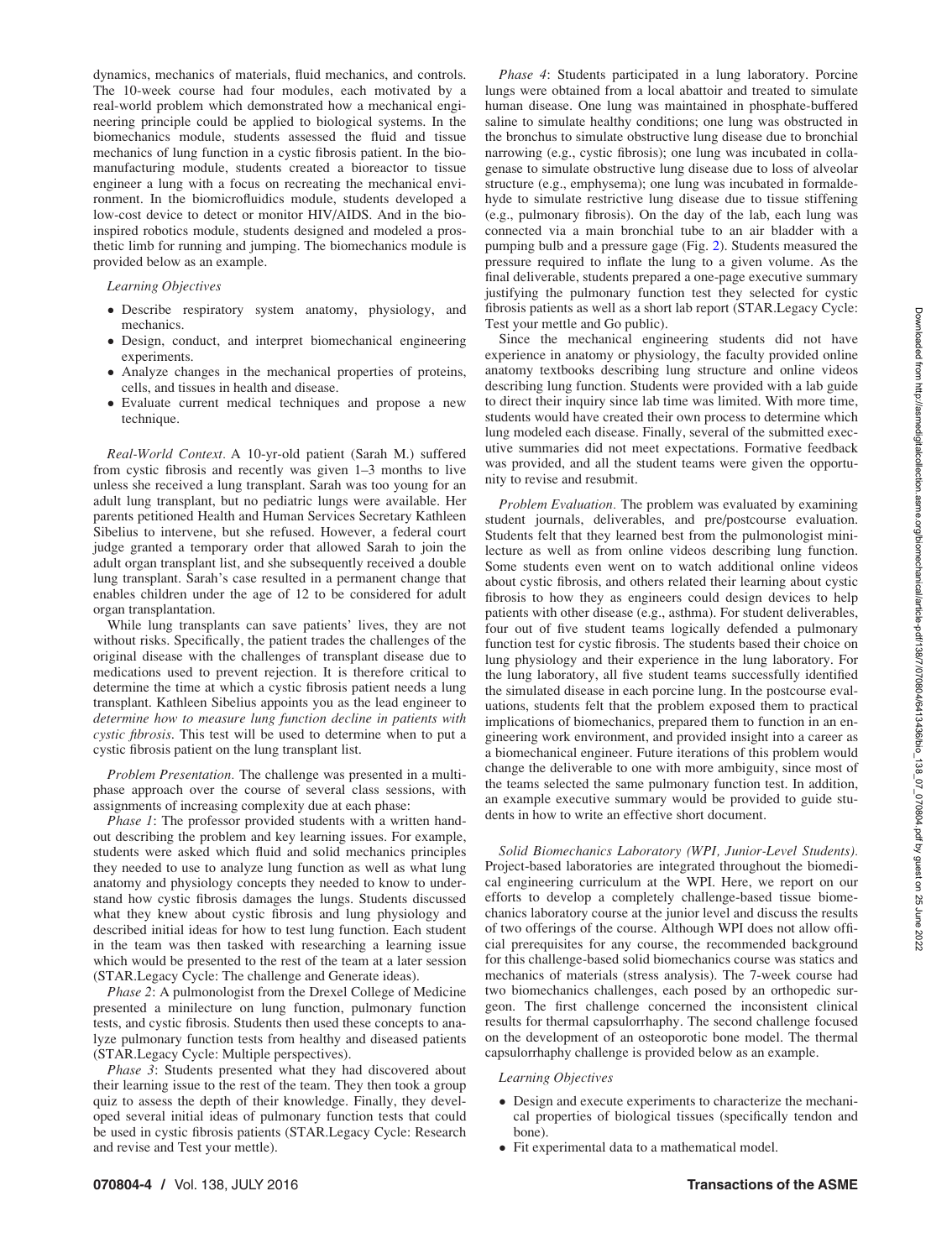dynamics, mechanics of materials, fluid mechanics, and controls. The 10-week course had four modules, each motivated by a real-world problem which demonstrated how a mechanical engineering principle could be applied to biological systems. In the biomechanics module, students assessed the fluid and tissue mechanics of lung function in a cystic fibrosis patient. In the biomanufacturing module, students created a bioreactor to tissue engineer a lung with a focus on recreating the mechanical environment. In the biomicrofluidics module, students developed a low-cost device to detect or monitor HIV/AIDS. And in the bioinspired robotics module, students designed and modeled a prosthetic limb for running and jumping. The biomechanics module is provided below as an example.

*Learning Objectives*

- Describe respiratory system anatomy, physiology, and mechanics.
- Design, conduct, and interpret biomechanical engineering experiments.
- Analyze changes in the mechanical properties of proteins, cells, and tissues in health and disease.
- Evaluate current medical techniques and propose a new technique.

*Real-World Context.* A 10-yr-old patient (Sarah M.) suffered from cystic fibrosis and recently was given 1–3 months to live unless she received a lung transplant. Sarah was too young for an adult lung transplant, but no pediatric lungs were available. Her parents petitioned Health and Human Services Secretary Kathleen Sibelius to intervene, but she refused. However, a federal court judge granted a temporary order that allowed Sarah to join the adult organ transplant list, and she subsequently received a double lung transplant. Sarah's case resulted in a permanent change that enables children under the age of 12 to be considered for adult organ transplantation.

While lung transplants can save patients' lives, they are not without risks. Specifically, the patient trades the challenges of the original disease with the challenges of transplant disease due to medications used to prevent rejection. It is therefore critical to determine the time at which a cystic fibrosis patient needs a lung transplant. Kathleen Sibelius appoints you as the lead engineer to *determine how to measure lung function decline in patients with cystic fibrosis*. This test will be used to determine when to put a cystic fibrosis patient on the lung transplant list.

*Problem Presentation.* The challenge was presented in a multiphase approach over the course of several class sessions, with assignments of increasing complexity due at each phase:

*Phase 1*: The professor provided students with a written handout describing the problem and key learning issues. For example, students were asked which fluid and solid mechanics principles they needed to use to analyze lung function as well as what lung anatomy and physiology concepts they needed to know to understand how cystic fibrosis damages the lungs. Students discussed what they knew about cystic fibrosis and lung physiology and described initial ideas for how to test lung function. Each student in the team was then tasked with researching a learning issue which would be presented to the rest of the team at a later session (STAR.Legacy Cycle: The challenge and Generate ideas).

*Phase 2*: A pulmonologist from the Drexel College of Medicine presented a minilecture on lung function, pulmonary function tests, and cystic fibrosis. Students then used these concepts to analyze pulmonary function tests from healthy and diseased patients (STAR.Legacy Cycle: Multiple perspectives).

*Phase 3*: Students presented what they had discovered about their learning issue to the rest of the team. They then took a group quiz to assess the depth of their knowledge. Finally, they developed several initial ideas of pulmonary function tests that could be used in cystic fibrosis patients (STAR.Legacy Cycle: Research and revise and Test your mettle).

*Phase 4*: Students participated in a lung laboratory. Porcine lungs were obtained from a local abattoir and treated to simulate human disease. One lung was maintained in phosphate-buffered saline to simulate healthy conditions; one lung was obstructed in the bronchus to simulate obstructive lung disease due to bronchial narrowing (e.g., cystic fibrosis); one lung was incubated in collagenase to simulate obstructive lung disease due to loss of alveolar structure (e.g., emphysema); one lung was incubated in formaldehyde to simulate restrictive lung disease due to tissue stiffening (e.g., pulmonary fibrosis). On the day of the lab, each lung was connected via a main bronchial tube to an air bladder with a pumping bulb and a pressure gage (Fig. 2). Students measured the pressure required to inflate the lung to a given volume. As the final deliverable, students prepared a one-page executive summary justifying the pulmonary function test they selected for cystic fibrosis patients as well as a short lab report (STAR.Legacy Cycle: Test your mettle and Go public).

Since the mechanical engineering students did not have experience in anatomy or physiology, the faculty provided online anatomy textbooks describing lung structure and online videos describing lung function. Students were provided with a lab guide to direct their inquiry since lab time was limited. With more time, students would have created their own process to determine which lung modeled each disease. Finally, several of the submitted executive summaries did not meet expectations. Formative feedback was provided, and all the student teams were given the opportunity to revise and resubmit.

*Problem Evaluation.* The problem was evaluated by examining student journals, deliverables, and pre/postcourse evaluation. Students felt that they learned best from the pulmonologist minilecture as well as from online videos describing lung function. Some students even went on to watch additional online videos about cystic fibrosis, and others related their learning about cystic fibrosis to how they as engineers could design devices to help patients with other disease (e.g., asthma). For student deliverables, four out of five student teams logically defended a pulmonary function test for cystic fibrosis. The students based their choice on lung physiology and their experience in the lung laboratory. For the lung laboratory, all five student teams successfully identified the simulated disease in each porcine lung. In the postcourse evaluations, students felt that the problem exposed them to practical implications of biomechanics, prepared them to function in an engineering work environment, and provided insight into a career as a biomechanical engineer. Future iterations of this problem would change the deliverable to one with more ambiguity, since most of the teams selected the same pulmonary function test. In addition, an example executive summary would be provided to guide students in how to write an effective short document.

*Solid Biomechanics Laboratory (WPI, Junior-Level Students).* Project-based laboratories are integrated throughout the biomedical engineering curriculum at the WPI. Here, we report on our efforts to develop a completely challenge-based tissue biomechanics laboratory course at the junior level and discuss the results of two offerings of the course. Although WPI does not allow official prerequisites for any course, the recommended background for this challenge-based solid biomechanics course was statics and mechanics of materials (stress analysis). The 7-week course had two biomechanics challenges, each posed by an orthopedic surgeon. The first challenge concerned the inconsistent clinical results for thermal capsulorrhaphy. The second challenge focused on the development of an osteoporotic bone model. The thermal capsulorrhaphy challenge is provided below as an example.

*Learning Objectives*

- Design and execute experiments to characterize the mechanical properties of biological tissues (specifically tendon and bone).
- Fit experimental data to a mathematical model.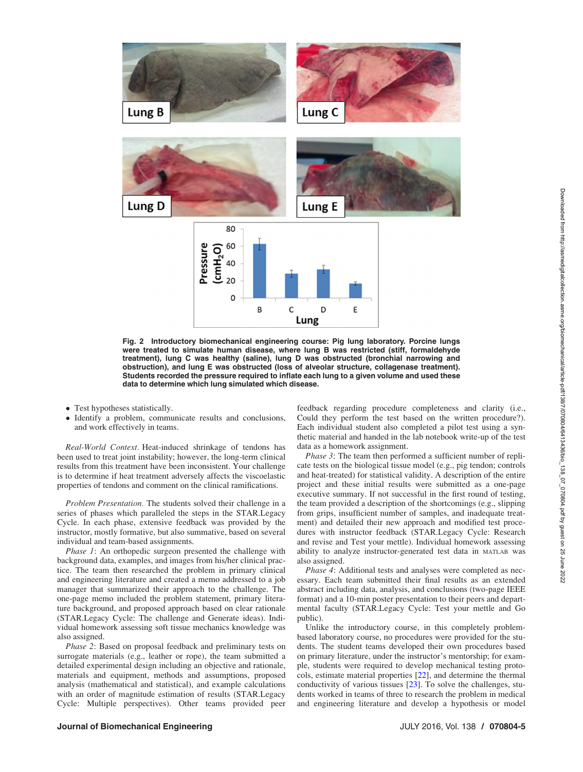Lung B

Lung C

Lung D

Lung E

Pressure ($cmH_2O$)

80

60

40

20

0

B C D E

Lung

**Fig. 2 Introductory biomechanical engineering course: Pig lung laboratory. Porcine lungs were treated to simulate human disease, where lung B was restricted (stiff, formaldehyde treatment), lung C was healthy (saline), lung D was obstructed (bronchial narrowing and obstruction), and lung E was obstructed (loss of alveolar structure, collagenase treatment). Students recorded the pressure required to inflate each lung to a given volume and used these data to determine which lung simulated which disease.**

- Test hypotheses statistically.
- Identify a problem, communicate results and conclusions, and work effectively in teams.

*Real-World Context.* Heat-induced shrinkage of tendons has been used to treat joint instability; however, the long-term clinical results from this treatment have been inconsistent. Your challenge is to determine if heat treatment adversely affects the viscoelastic properties of tendons and comment on the clinical ramifications.

*Problem Presentation.* The students solved their challenge in a series of phases which paralleled the steps in the STAR.Legacy Cycle. In each phase, extensive feedback was provided by the instructor, mostly formative, but also summative, based on several individual and team-based assignments.

*Phase 1*: An orthopedic surgeon presented the challenge with background data, examples, and images from his/her clinical practice. The team then researched the problem in primary clinical and engineering literature and created a memo addressed to a job manager that summarized their approach to the challenge. The one-page memo included the problem statement, primary literature background, and proposed approach based on clear rationale (STAR.Legacy Cycle: The challenge and Generate ideas). Individual homework assessing soft tissue mechanics knowledge was also assigned.

*Phase 2*: Based on proposal feedback and preliminary tests on surrogate materials (e.g., leather or rope), the team submitted a detailed experimental design including an objective and rationale, materials and equipment, methods and assumptions, proposed analysis (mathematical and statistical), and example calculations with an order of magnitude estimation of results (STAR.Legacy Cycle: Multiple perspectives). Other teams provided peer feedback regarding procedure completeness and clarity (i.e., Could they perform the test based on the written procedure?). Each individual student also completed a pilot test using a synthetic material and handed in the lab notebook write-up of the test data as a homework assignment.

*Phase 3*: The team then performed a sufficient number of replicate tests on the biological tissue model (e.g., pig tendon; controls and heat-treated) for statistical validity. A description of the entire project and these initial results were submitted as a one-page executive summary. If not successful in the first round of testing, the team provided a description of the shortcomings (e.g., slipping from grips, insufficient number of samples, and inadequate treatment) and detailed their new approach and modified test procedures with instructor feedback (STAR.Legacy Cycle: Research and revise and Test your mettle). Individual homework assessing ability to analyze instructor-generated test data in MATLAB was also assigned.

*Phase 4*: Additional tests and analyses were completed as necessary. Each team submitted their final results as an extended abstract including data, analysis, and conclusions (two-page IEEE format) and a 10-min poster presentation to their peers and departmental faculty (STAR.Legacy Cycle: Test your mettle and Go public).

Unlike the introductory course, in this completely problem-based laboratory course, no procedures were provided for the students. The student teams developed their own procedures based on primary literature, under the instructor's mentorship; for example, students were required to develop mechanical testing protocols, estimate material properties [22], and determine the thermal conductivity of various tissues [23]. To solve the challenges, students worked in teams of three to research the problem in medical and engineering literature and develop a hypothesis or model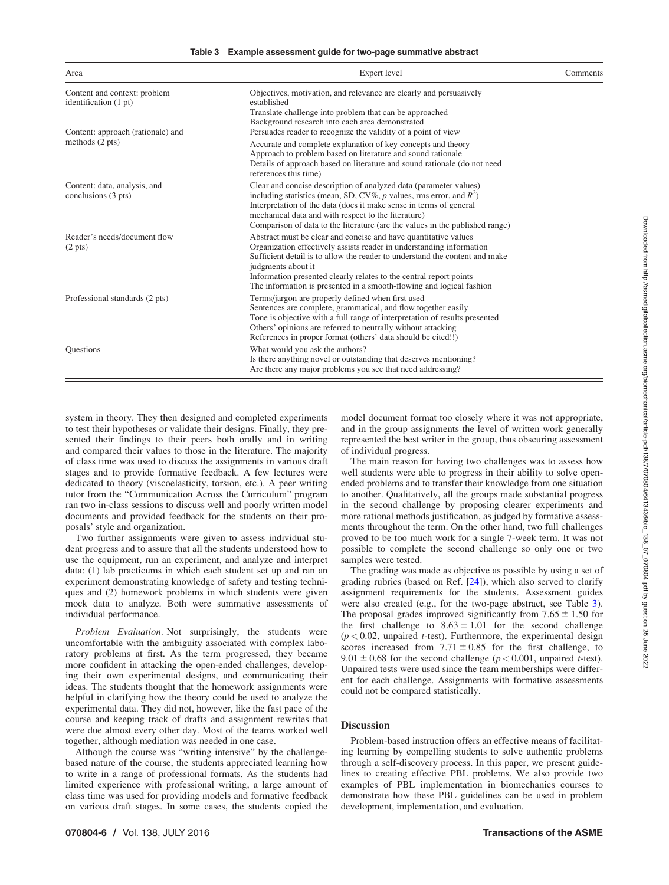Table 3 Example assessment guide for two-page summative abstract

| Area | Expert level | Comments |
|---|---|---|
| Content and context: problem identification (1 pt) | Objectives, motivation, and relevance are clearly and persuasively established<br>Translate challenge into problem that can be approached<br>Background research into each area demonstrated | |
| Content: approach (rationale) and methods (2 pts) | Persuades reader to recognize the validity of a point of view<br>Accurate and complete explanation of key concepts and theory<br>Approach to problem based on literature and sound rationale<br>Details of approach based on literature and sound rationale (do not need references this time) | |
| Content: data, analysis, and conclusions (3 pts) | Clear and concise description of analyzed data (parameter values) including statistics (mean, SD, CV%, $p$ values, rms error, and $R^2$)<br>Interpretation of the data (does it make sense in terms of general mechanical data and with respect to the literature)<br>Comparison of data to the literature (are the values in the published range) | |
| Reader's needs/document flow (2 pts) | Abstract must be clear and concise and have quantitative values<br>Organization effectively assists reader in understanding information<br>Sufficient detail is to allow the reader to understand the content and make judgments about it<br>Information presented clearly relates to the central report points<br>The information is presented in a smooth-flowing and logical fashion | |
| Professional standards (2 pts) | Terms/jargon are properly defined when first used<br>Sentences are complete, grammatical, and flow together easily<br>Tone is objective with a full range of interpretation of results presented<br>Others' opinions are referred to neutrally without attacking<br>References in proper format (others' data should be cited!!) | |
| Questions | What would you ask the authors?<br>Is there anything novel or outstanding that deserves mentioning?<br>Are there any major problems you see that need addressing? | |

system in theory. They then designed and completed experiments to test their hypotheses or validate their designs. Finally, they presented their findings to their peers both orally and in writing and compared their values to those in the literature. The majority of class time was used to discuss the assignments in various draft stages and to provide formative feedback. A few lectures were dedicated to theory (viscoelasticity, torsion, etc.). A peer writing tutor from the "Communication Across the Curriculum" program ran two in-class sessions to discuss well and poorly written model documents and provided feedback for the students on their proposals' style and organization.

Two further assignments were given to assess individual student progress and to assure that all the students understood how to use the equipment, run an experiment, and analyze and interpret data: (1) lab practicums in which each student set up and ran an experiment demonstrating knowledge of safety and testing techniques and (2) homework problems in which students were given mock data to analyze. Both were summative assessments of individual performance.

*Problem Evaluation.* Not surprisingly, the students were uncomfortable with the ambiguity associated with complex laboratory problems at first. As the term progressed, they became more confident in attacking the open-ended challenges, developing their own experimental designs, and communicating their ideas. The students thought that the homework assignments were helpful in clarifying how the theory could be used to analyze the experimental data. They did not, however, like the fast pace of the course and keeping track of drafts and assignment rewrites that were due almost every other day. Most of the teams worked well together, although mediation was needed in one case.

Although the course was "writing intensive" by the challenge-based nature of the course, the students appreciated learning how to write in a range of professional formats. As the students had limited experience with professional writing, a large amount of class time was used for providing models and formative feedback on various draft stages. In some cases, the students copied the model document format too closely where it was not appropriate, and in the group assignments the level of written work generally represented the best writer in the group, thus obscuring assessment of individual progress.

The main reason for having two challenges was to assess how well students were able to progress in their ability to solve open-ended problems and to transfer their knowledge from one situation to another. Qualitatively, all the groups made substantial progress in the second challenge by proposing clearer experiments and more rational methods justification, as judged by formative assessments throughout the term. On the other hand, two full challenges proved to be too much work for a single 7-week term. It was not possible to complete the second challenge so only one or two samples were tested.

The grading was made as objective as possible by using a set of grading rubrics (based on Ref. [24]), which also served to clarify assignment requirements for the students. Assessment guides were also created (e.g., for the two-page abstract, see Table 3). The proposal grades improved significantly from $7.65 \pm 1.50$ for the first challenge to $8.63 \pm 1.01$ for the second challenge ($p < 0.02$, unpaired $t$-test). Furthermore, the experimental design scores increased from $7.71 \pm 0.85$ for the first challenge, to $9.01 \pm 0.68$ for the second challenge ($p < 0.001$, unpaired $t$-test). Unpaired tests were used since the team memberships were different for each challenge. Assignments with formative assessments could not be compared statistically.

## Discussion

Problem-based instruction offers an effective means of facilitating learning by compelling students to solve authentic problems through a self-discovery process. In this paper, we present guidelines to creating effective PBL problems. We also provide two examples of PBL implementation in biomechanics courses to demonstrate how these PBL guidelines can be used in problem development, implementation, and evaluation.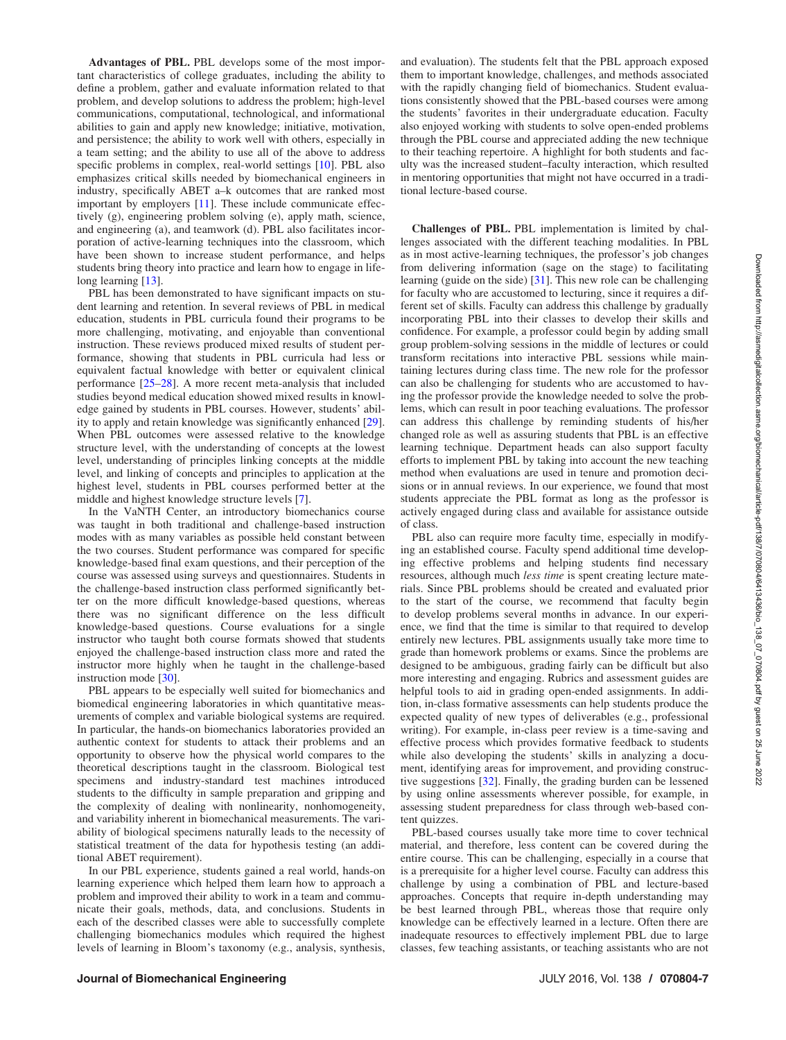**Advantages of PBL.** PBL develops some of the most important characteristics of college graduates, including the ability to define a problem, gather and evaluate information related to that problem, and develop solutions to address the problem; high-level communications, computational, technological, and informational abilities to gain and apply new knowledge; initiative, motivation, and persistence; the ability to work well with others, especially in a team setting; and the ability to use all of the above to address specific problems in complex, real-world settings [10]. PBL also emphasizes critical skills needed by biomechanical engineers in industry, specifically ABET a–k outcomes that are ranked most important by employers [11]. These include communicate effectively (g), engineering problem solving (e), apply math, science, and engineering (a), and teamwork (d). PBL also facilitates incorporation of active-learning techniques into the classroom, which have been shown to increase student performance, and helps students bring theory into practice and learn how to engage in lifelong learning [13].

PBL has been demonstrated to have significant impacts on student learning and retention. In several reviews of PBL in medical education, students in PBL curricula found their programs to be more challenging, motivating, and enjoyable than conventional instruction. These reviews produced mixed results of student performance, showing that students in PBL curricula had less or equivalent factual knowledge with better or equivalent clinical performance [25–28]. A more recent meta-analysis that included studies beyond medical education showed mixed results in knowledge gained by students in PBL courses. However, students' ability to apply and retain knowledge was significantly enhanced [29]. When PBL outcomes were assessed relative to the knowledge structure level, with the understanding of concepts at the lowest level, understanding of principles linking concepts at the middle level, and linking of concepts and principles to application at the highest level, students in PBL courses performed better at the middle and highest knowledge structure levels [7].

In the VaNTH Center, an introductory biomechanics course was taught in both traditional and challenge-based instruction modes with as many variables as possible held constant between the two courses. Student performance was compared for specific knowledge-based final exam questions, and their perception of the course was assessed using surveys and questionnaires. Students in the challenge-based instruction class performed significantly better on the more difficult knowledge-based questions, whereas there was no significant difference on the less difficult knowledge-based questions. Course evaluations for a single instructor who taught both course formats showed that students enjoyed the challenge-based instruction class more and rated the instructor more highly when he taught in the challenge-based instruction mode [30].

PBL appears to be especially well suited for biomechanics and biomedical engineering laboratories in which quantitative measurements of complex and variable biological systems are required. In particular, the hands-on biomechanics laboratories provided an authentic context for students to attack their problems and an opportunity to observe how the physical world compares to the theoretical descriptions taught in the classroom. Biological test specimens and industry-standard test machines introduced students to the difficulty in sample preparation and gripping and the complexity of dealing with nonlinearity, nonhomogeneity, and variability inherent in biomechanical measurements. The variability of biological specimens naturally leads to the necessity of statistical treatment of the data for hypothesis testing (an additional ABET requirement).

In our PBL experience, students gained a real world, hands-on learning experience which helped them learn how to approach a problem and improved their ability to work in a team and communicate their goals, methods, data, and conclusions. Students in each of the described classes were able to successfully complete challenging biomechanics modules which required the highest levels of learning in Bloom's taxonomy (e.g., analysis, synthesis, and evaluation). The students felt that the PBL approach exposed them to important knowledge, challenges, and methods associated with the rapidly changing field of biomechanics. Student evaluations consistently showed that the PBL-based courses were among the students' favorites in their undergraduate education. Faculty also enjoyed working with students to solve open-ended problems through the PBL course and appreciated adding the new technique to their teaching repertoire. A highlight for both students and faculty was the increased student–faculty interaction, which resulted in mentoring opportunities that might not have occurred in a traditional lecture-based course.

**Challenges of PBL.** PBL implementation is limited by challenges associated with the different teaching modalities. In PBL as in most active-learning techniques, the professor's job changes from delivering information (sage on the stage) to facilitating learning (guide on the side) [31]. This new role can be challenging for faculty who are accustomed to lecturing, since it requires a different set of skills. Faculty can address this challenge by gradually incorporating PBL into their classes to develop their skills and confidence. For example, a professor could begin by adding small group problem-solving sessions in the middle of lectures or could transform recitations into interactive PBL sessions while maintaining lectures during class time. The new role for the professor can also be challenging for students who are accustomed to having the professor provide the knowledge needed to solve the problems, which can result in poor teaching evaluations. The professor can address this challenge by reminding students of his/her changed role as well as assuring students that PBL is an effective learning technique. Department heads can also support faculty efforts to implement PBL by taking into account the new teaching method when evaluations are used in tenure and promotion decisions or in annual reviews. In our experience, we found that most students appreciate the PBL format as long as the professor is actively engaged during class and available for assistance outside of class.

PBL also can require more faculty time, especially in modifying an established course. Faculty spend additional time developing effective problems and helping students find necessary resources, although much *less time* is spent creating lecture materials. Since PBL problems should be created and evaluated prior to the start of the course, we recommend that faculty begin to develop problems several months in advance. In our experience, we find that the time is similar to that required to develop entirely new lectures. PBL assignments usually take more time to grade than homework problems or exams. Since the problems are designed to be ambiguous, grading fairly can be difficult but also more interesting and engaging. Rubrics and assessment guides are helpful tools to aid in grading open-ended assignments. In addition, in-class formative assessments can help students produce the expected quality of new types of deliverables (e.g., professional writing). For example, in-class peer review is a time-saving and effective process which provides formative feedback to students while also developing the students' skills in analyzing a document, identifying areas for improvement, and providing constructive suggestions [32]. Finally, the grading burden can be lessened by using online assessments wherever possible, for example, in assessing student preparedness for class through web-based content quizzes.

PBL-based courses usually take more time to cover technical material, and therefore, less content can be covered during the entire course. This can be challenging, especially in a course that is a prerequisite for a higher level course. Faculty can address this challenge by using a combination of PBL and lecture-based approaches. Concepts that require in-depth understanding may be best learned through PBL, whereas those that require only knowledge can be effectively learned in a lecture. Often there are inadequate resources to effectively implement PBL due to large classes, few teaching assistants, or teaching assistants who are not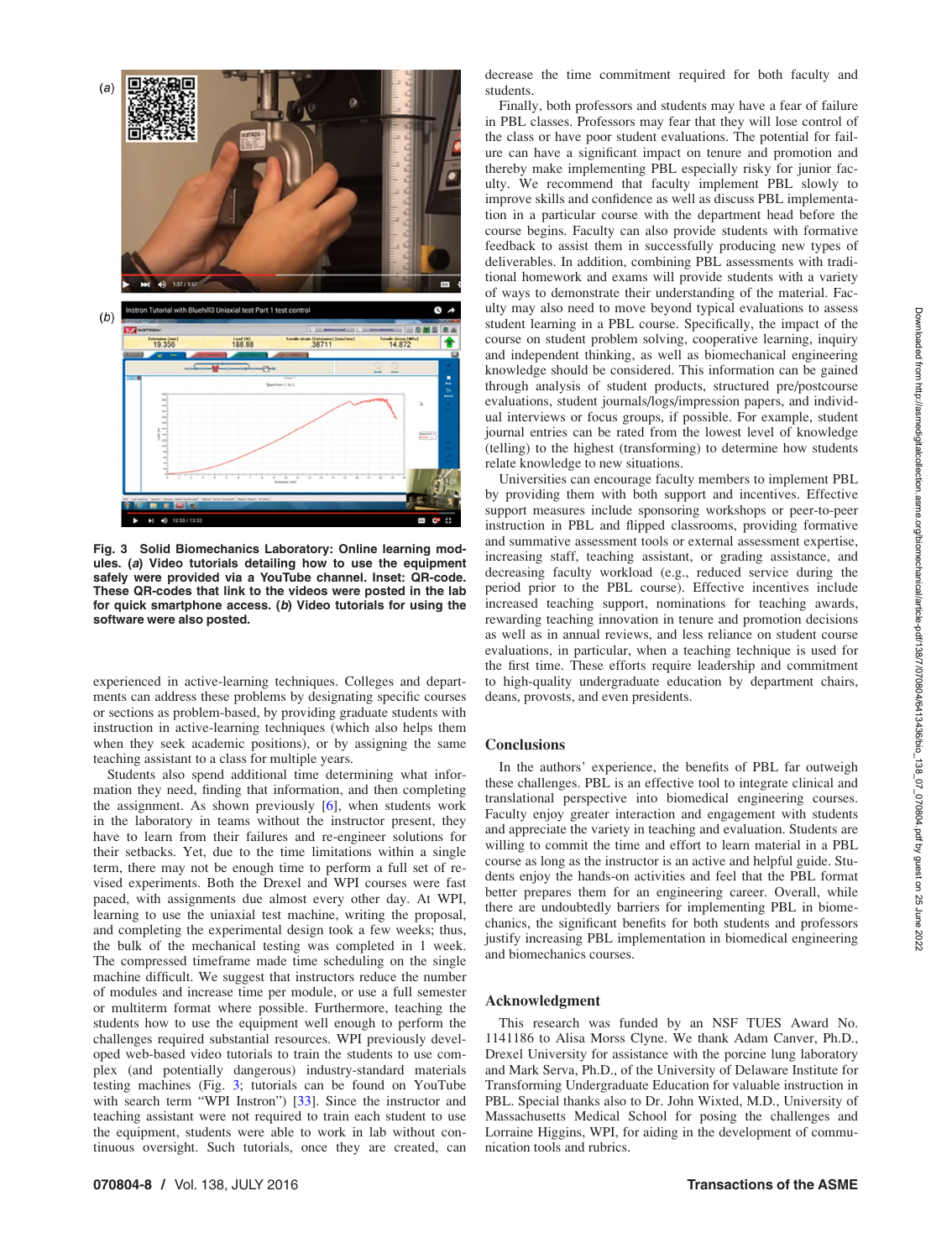Fig. 3 **Solid Biomechanics Laboratory: Online learning modules. (*a*) Video tutorials detailing how to use the equipment safely were provided via a YouTube channel. Inset: QR-code. These QR-codes that link to the videos were posted in the lab for quick smartphone access. (*b*) Video tutorials for using the software were also posted.**

experienced in active-learning techniques. Colleges and departments can address these problems by designating specific courses or sections as problem-based, by providing graduate students with instruction in active-learning techniques (which also helps them when they seek academic positions), or by assigning the same teaching assistant to a class for multiple years.

Students also spend additional time determining what information they need, finding that information, and then completing the assignment. As shown previously [6], when students work in the laboratory in teams without the instructor present, they have to learn from their failures and re-engineer solutions for their setbacks. Yet, due to the time limitations within a single term, there may not be enough time to perform a full set of revised experiments. Both the Drexel and WPI courses were fast paced, with assignments due almost every other day. At WPI, learning to use the uniaxial test machine, writing the proposal, and completing the experimental design took a few weeks; thus, the bulk of the mechanical testing was completed in 1 week. The compressed timeframe made time scheduling on the single machine difficult. We suggest that instructors reduce the number of modules and increase time per module, or use a full semester or multiterm format where possible. Furthermore, teaching the students how to use the equipment well enough to perform the challenges required substantial resources. WPI previously developed web-based video tutorials to train the students to use complex (and potentially dangerous) industry-standard materials testing machines (Fig. 3; tutorials can be found on YouTube with search term "WPI Instron") [33]. Since the instructor and teaching assistant were not required to train each student to use the equipment, students were able to work in lab without continuous oversight. Such tutorials, once they are created, can decrease the time commitment required for both faculty and students.

Finally, both professors and students may have a fear of failure in PBL classes. Professors may fear that they will lose control of the class or have poor student evaluations. The potential for failure can have a significant impact on tenure and promotion and thereby make implementing PBL especially risky for junior faculty. We recommend that faculty implement PBL slowly to improve skills and confidence as well as discuss PBL implementation in a particular course with the department head before the course begins. Faculty can also provide students with formative feedback to assist them in successfully producing new types of deliverables. In addition, combining PBL assessments with traditional homework and exams will provide students with a variety of ways to demonstrate their understanding of the material. Faculty may also need to move beyond typical evaluations to assess student learning in a PBL course. Specifically, the impact of the course on student problem solving, cooperative learning, inquiry and independent thinking, as well as biomechanical engineering knowledge should be considered. This information can be gained through analysis of student products, structured pre/postcourse evaluations, student journals/logs/impression papers, and individual interviews or focus groups, if possible. For example, student journal entries can be rated from the lowest level of knowledge (telling) to the highest (transforming) to determine how students relate knowledge to new situations.

Universities can encourage faculty members to implement PBL by providing them with both support and incentives. Effective support measures include sponsoring workshops or peer-to-peer instruction in PBL and flipped classrooms, providing formative and summative assessment tools or external assessment expertise, increasing staff, teaching assistant, or grading assistance, and decreasing faculty workload (e.g., reduced service during the period prior to the PBL course). Effective incentives include increased teaching support, nominations for teaching awards, rewarding teaching innovation in tenure and promotion decisions as well as in annual reviews, and less reliance on student course evaluations, in particular, when a teaching technique is used for the first time. These efforts require leadership and commitment to high-quality undergraduate education by department chairs, deans, provosts, and even presidents.

## Conclusions

In the authors' experience, the benefits of PBL far outweigh these challenges. PBL is an effective tool to integrate clinical and translational perspective into biomedical engineering courses. Faculty enjoy greater interaction and engagement with students and appreciate the variety in teaching and evaluation. Students are willing to commit the time and effort to learn material in a PBL course as long as the instructor is an active and helpful guide. Students enjoy the hands-on activities and feel that the PBL format better prepares them for an engineering career. Overall, while there are undoubtedly barriers for implementing PBL in biomechanics, the significant benefits for both students and professors justify increasing PBL implementation in biomedical engineering and biomechanics courses.

## Acknowledgment

This research was funded by an NSF TUES Award No. 1141186 to Alisa Morss Clyne. We thank Adam Canver, Ph.D., Drexel University for assistance with the porcine lung laboratory and Mark Serva, Ph.D., of the University of Delaware Institute for Transforming Undergraduate Education for valuable instruction in PBL. Special thanks also to Dr. John Wixted, M.D., University of Massachusetts Medical School for posing the challenges and Lorraine Higgins, WPI, for aiding in the development of communication tools and rubrics.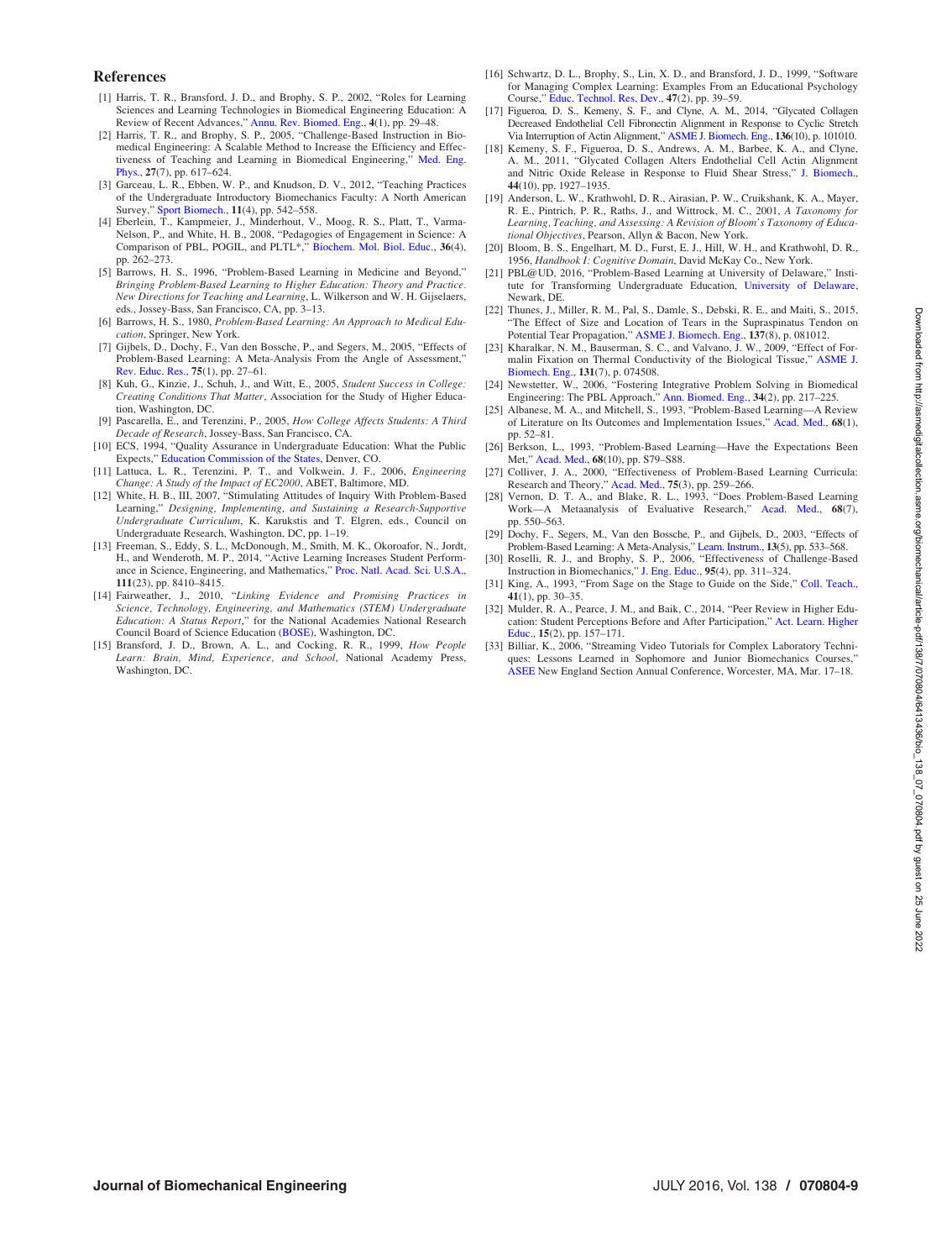## References

[1] Harris, T. R., Bransford, J. D., and Brophy, S. P., 2002, "Roles for Learning Sciences and Learning Technologies in Biomedical Engineering Education: A Review of Recent Advances," Annu. Rev. Biomed. Eng., **4**(1), pp. 29–48.

[2] Harris, T. R., and Brophy, S. P., 2005, "Challenge-Based Instruction in Biomedical Engineering: A Scalable Method to Increase the Efficiency and Effectiveness of Teaching and Learning in Biomedical Engineering," Med. Eng. Phys., **27**(7), pp. 617–624.

[3] Garceau, L. R., Ebben, W. P., and Knudson, D. V., 2012, "Teaching Practices of the Undergraduate Introductory Biomechanics Faculty: A North American Survey," Sport Biomech., **11**(4), pp. 542–558.

[4] Eberlein, T., Kampmeier, J., Minderhout, V., Moog, R. S., Platt, T., Varma-Nelson, P., and White, H. B., 2008, "Pedagogies of Engagement in Science: A Comparison of PBL, POGIL, and PLTL*," Biochem. Mol. Biol. Educ., **36**(4), pp. 262–273.

[5] Barrows, H. S., 1996, "Problem-Based Learning in Medicine and Beyond," *Bringing Problem-Based Learning to Higher Education: Theory and Practice. New Directions for Teaching and Learning*, L. Wilkerson and W. H. Gijselaers, eds., Jossey-Bass, San Francisco, CA, pp. 3–13.

[6] Barrows, H. S., 1980, *Problem-Based Learning: An Approach to Medical Education*, Springer, New York.

[7] Gijbels, D., Dochy, F., Van den Bossche, P., and Segers, M., 2005, "Effects of Problem-Based Learning: A Meta-Analysis From the Angle of Assessment," Rev. Educ. Res., **75**(1), pp. 27–61.

[8] Kuh, G., Kinzie, J., Schuh, J., and Witt, E., 2005, *Student Success in College: Creating Conditions That Matter*, Association for the Study of Higher Education, Washington, DC.

[9] Pascarella, E., and Terenzini, P., 2005, *How College Affects Students: A Third Decade of Research*, Jossey-Bass, San Francisco, CA.

[10] ECS, 1994, "Quality Assurance in Undergraduate Education: What the Public Expects," Education Commission of the States, Denver, CO.

[11] Lattuca, L. R., Terenzini, P. T., and Volkwein, J. F., 2006, *Engineering Change: A Study of the Impact of EC2000*, ABET, Baltimore, MD.

[12] White, H. B., III, 2007, "Stimulating Attitudes of Inquiry With Problem-Based Learning," *Designing, Implementing, and Sustaining a Research-Supportive Undergraduate Curriculum*, K. Karukstis and T. Elgren, eds., Council on Undergraduate Research, Washington, DC, pp. 1–19.

[13] Freeman, S., Eddy, S. L., McDonough, M., Smith, M. K., Okoroafor, N., Jordt, H., and Wenderoth, M. P., 2014, "Active Learning Increases Student Performance in Science, Engineering, and Mathematics," Proc. Natl. Acad. Sci. U.S.A., **111**(23), pp. 8410–8415.

[14] Fairweather, J., 2010, "*Linking Evidence and Promising Practices in Science, Technology, Engineering, and Mathematics (STEM) Undergraduate Education: A Status Report*," for the National Academies National Research Council Board of Science Education (BOSE), Washington, DC.

[15] Bransford, J. D., Brown, A. L., and Cocking, R. R., 1999, *How People Learn: Brain, Mind, Experience, and School*, National Academy Press, Washington, DC.

[16] Schwartz, D. L., Brophy, S., Lin, X. D., and Bransford, J. D., 1999, "Software for Managing Complex Learning: Examples From an Educational Psychology Course," Educ. Technol. Res. Dev., **47**(2), pp. 39–59.

[17] Figueroa, D. S., Kemeny, S. F., and Clyne, A. M., 2014, "Glycated Collagen Decreased Endothelial Cell Fibronectin Alignment in Response to Cyclic Stretch Via Interruption of Actin Alignment," ASME J. Biomech. Eng., **136**(10), p. 101010.

[18] Kemeny, S. F., Figueroa, D. S., Andrews, A. M., Barbee, K. A., and Clyne, A. M., 2011, "Glycated Collagen Alters Endothelial Cell Actin Alignment and Nitric Oxide Release in Response to Fluid Shear Stress," J. Biomech., **44**(10), pp. 1927–1935.

[19] Anderson, L. W., Krathwohl, D. R., Airasian, P. W., Cruikshank, K. A., Mayer, R. E., Pintrich, P. R., Raths, J., and Wittrock, M. C., 2001, *A Taxonomy for Learning, Teaching, and Assessing: A Revision of Bloom's Taxonomy of Educational Objectives*, Pearson, Allyn & Bacon, New York.

[20] Bloom, B. S., Engelhart, M. D., Furst, E. J., Hill, W. H., and Krathwohl, D. R., 1956, *Handbook I: Cognitive Domain*, David McKay Co., New York.

[21] PBL@UD, 2016, "Problem-Based Learning at University of Delaware," Institute for Transforming Undergraduate Education, University of Delaware, Newark, DE.

[22] Thunes, J., Miller, R. M., Pal, S., Damle, S., Debski, R. E., and Maiti, S., 2015, "The Effect of Size and Location of Tears in the Supraspinatus Tendon on Potential Tear Propagation," ASME J. Biomech. Eng., **137**(8), p. 081012.

[23] Kharalkar, N. M., Bauserman, S. C., and Valvano, J. W., 2009, "Effect of Formalin Fixation on Thermal Conductivity of the Biological Tissue," ASME J. Biomech. Eng., **131**(7), p. 074508.

[24] Newstetter, W., 2006, "Fostering Integrative Problem Solving in Biomedical Engineering: The PBL Approach," Ann. Biomed. Eng., **34**(2), pp. 217–225.

[25] Albanese, M. A., and Mitchell, S., 1993, "Problem-Based Learning—A Review of Literature on Its Outcomes and Implementation Issues," Acad. Med., **68**(1), pp. 52–81.

[26] Berkson, L., 1993, "Problem-Based Learning—Have the Expectations Been Met," Acad. Med., **68**(10), pp. S79–S88.

[27] Colliver, J. A., 2000, "Effectiveness of Problem-Based Learning Curricula: Research and Theory," Acad. Med., **75**(3), pp. 259–266.

[28] Vernon, D. T. A., and Blake, R. L., 1993, "Does Problem-Based Learning Work—A Metaanalysis of Evaluative Research," Acad. Med., **68**(7), pp. 550–563.

[29] Dochy, F., Segers, M., Van den Bossche, P., and Gijbels, D., 2003, "Effects of Problem-Based Learning: A Meta-Analysis," Learn. Instrum., **13**(5), pp. 533–568.

[30] Roselli, R. J., and Brophy, S. P., 2006, "Effectiveness of Challenge-Based Instruction in Biomechanics," J. Eng. Educ., **95**(4), pp. 311–324.

[31] King, A., 1993, "From Sage on the Stage to Guide on the Side," Coll. Teach., **41**(1), pp. 30–35.

[32] Mulder, R. A., Pearce, J. M., and Baik, C., 2014, "Peer Review in Higher Education: Student Perceptions Before and After Participation," Act. Learn. Higher Educ., **15**(2), pp. 157–171.

[33] Billiar, K., 2006, "Streaming Video Tutorials for Complex Laboratory Techniques: Lessons Learned in Sophomore and Junior Biomechanics Courses," ASEE New England Section Annual Conference, Worcester, MA, Mar. 17–18.